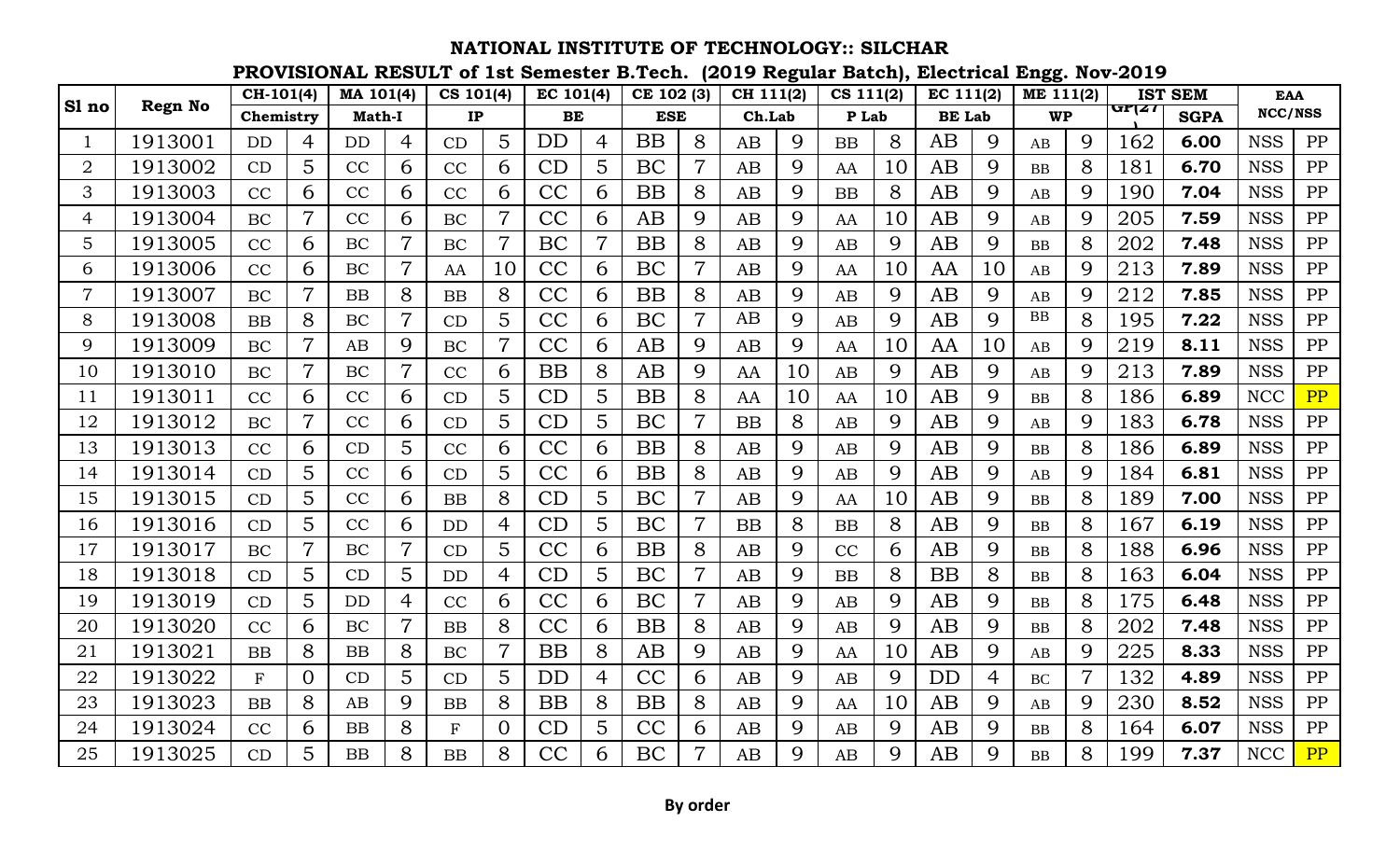# NATIONAL INSTITUTE OF TECHNOLOGY:: SILCHAR

## PROVISIONAL RESULT of 1st Semester B.Tech. (2019 Regular Batch), Electrical Engg. Nov-2019

| Sl no | Regn No | CH-101(4) | | MA 101(4) | | CS 101(4) | | EC 101(4) | | CE 102 (3) | | CH 111(2) | | CS 111(2) | | EC 111(2) | | ME 111(2) | | IST SEM | | EAA | |
|---|---|---|---|---|---|---|---|---|---|---|---|---|---|---|---|---|---|---|---|---|---|---|---|
| | | Chemistry | | Math-I | | IP | | BE | | ESE | | Ch.Lab | | P Lab | | BE Lab | | WP | | GP(27) | SGPA | NCC/NSS | |
| 1 | 1913001 | DD | 4 | DD | 4 | CD | 5 | DD | 4 | BB | 8 | AB | 9 | BB | 8 | AB | 9 | AB | 9 | 162 | **6.00** | NSS | PP |
| 2 | 1913002 | CD | 5 | CC | 6 | CC | 6 | CD | 5 | BC | 7 | AB | 9 | AA | 10 | AB | 9 | BB | 8 | 181 | **6.70** | NSS | PP |
| 3 | 1913003 | CC | 6 | CC | 6 | CC | 6 | CC | 6 | BB | 8 | AB | 9 | BB | 8 | AB | 9 | AB | 9 | 190 | **7.04** | NSS | PP |
| 4 | 1913004 | BC | 7 | CC | 6 | BC | 7 | CC | 6 | AB | 9 | AB | 9 | AA | 10 | AB | 9 | AB | 9 | 205 | **7.59** | NSS | PP |
| 5 | 1913005 | CC | 6 | BC | 7 | BC | 7 | BC | 7 | BB | 8 | AB | 9 | AB | 9 | AB | 9 | BB | 8 | 202 | **7.48** | NSS | PP |
| 6 | 1913006 | CC | 6 | BC | 7 | AA | 10 | CC | 6 | BC | 7 | AB | 9 | AA | 10 | AA | 10 | AB | 9 | 213 | **7.89** | NSS | PP |
| 7 | 1913007 | BC | 7 | BB | 8 | BB | 8 | CC | 6 | BB | 8 | AB | 9 | AB | 9 | AB | 9 | AB | 9 | 212 | **7.85** | NSS | PP |
| 8 | 1913008 | BB | 8 | BC | 7 | CD | 5 | CC | 6 | BC | 7 | AB | 9 | AB | 9 | AB | 9 | BB | 8 | 195 | **7.22** | NSS | PP |
| 9 | 1913009 | BC | 7 | AB | 9 | BC | 7 | CC | 6 | AB | 9 | AB | 9 | AA | 10 | AA | 10 | AB | 9 | 219 | **8.11** | NSS | PP |
| 10 | 1913010 | BC | 7 | BC | 7 | CC | 6 | BB | 8 | AB | 9 | AA | 10 | AB | 9 | AB | 9 | AB | 9 | 213 | **7.89** | NSS | PP |
| 11 | 1913011 | CC | 6 | CC | 6 | CD | 5 | CD | 5 | BB | 8 | AA | 10 | AA | 10 | AB | 9 | BB | 8 | 186 | **6.89** | NCC | PP |
| 12 | 1913012 | BC | 7 | CC | 6 | CD | 5 | CD | 5 | BC | 7 | BB | 8 | AB | 9 | AB | 9 | AB | 9 | 183 | **6.78** | NSS | PP |
| 13 | 1913013 | CC | 6 | CD | 5 | CC | 6 | CC | 6 | BB | 8 | AB | 9 | AB | 9 | AB | 9 | BB | 8 | 186 | **6.89** | NSS | PP |
| 14 | 1913014 | CD | 5 | CC | 6 | CD | 5 | CC | 6 | BB | 8 | AB | 9 | AB | 9 | AB | 9 | AB | 9 | 184 | **6.81** | NSS | PP |
| 15 | 1913015 | CD | 5 | CC | 6 | BB | 8 | CD | 5 | BC | 7 | AB | 9 | AA | 10 | AB | 9 | BB | 8 | 189 | **7.00** | NSS | PP |
| 16 | 1913016 | CD | 5 | CC | 6 | DD | 4 | CD | 5 | BC | 7 | BB | 8 | BB | 8 | AB | 9 | BB | 8 | 167 | **6.19** | NSS | PP |
| 17 | 1913017 | BC | 7 | BC | 7 | CD | 5 | CC | 6 | BB | 8 | AB | 9 | CC | 6 | AB | 9 | BB | 8 | 188 | **6.96** | NSS | PP |
| 18 | 1913018 | CD | 5 | CD | 5 | DD | 4 | CD | 5 | BC | 7 | AB | 9 | BB | 8 | BB | 8 | BB | 8 | 163 | **6.04** | NSS | PP |
| 19 | 1913019 | CD | 5 | DD | 4 | CC | 6 | CC | 6 | BC | 7 | AB | 9 | AB | 9 | AB | 9 | BB | 8 | 175 | **6.48** | NSS | PP |
| 20 | 1913020 | CC | 6 | BC | 7 | BB | 8 | CC | 6 | BB | 8 | AB | 9 | AB | 9 | AB | 9 | BB | 8 | 202 | **7.48** | NSS | PP |
| 21 | 1913021 | BB | 8 | BB | 8 | BC | 7 | BB | 8 | AB | 9 | AB | 9 | AA | 10 | AB | 9 | AB | 9 | 225 | **8.33** | NSS | PP |
| 22 | 1913022 | F | 0 | CD | 5 | CD | 5 | DD | 4 | CC | 6 | AB | 9 | AB | 9 | DD | 4 | BC | 7 | 132 | **4.89** | NSS | PP |
| 23 | 1913023 | BB | 8 | AB | 9 | BB | 8 | BB | 8 | BB | 8 | AB | 9 | AA | 10 | AB | 9 | AB | 9 | 230 | **8.52** | NSS | PP |
| 24 | 1913024 | CC | 6 | BB | 8 | F | 0 | CD | 5 | CC | 6 | AB | 9 | AB | 9 | AB | 9 | BB | 8 | 164 | **6.07** | NSS | PP |
| 25 | 1913025 | CD | 5 | BB | 8 | BB | 8 | CC | 6 | BC | 7 | AB | 9 | AB | 9 | AB | 9 | BB | 8 | 199 | **7.37** | NCC | PP |

**By order**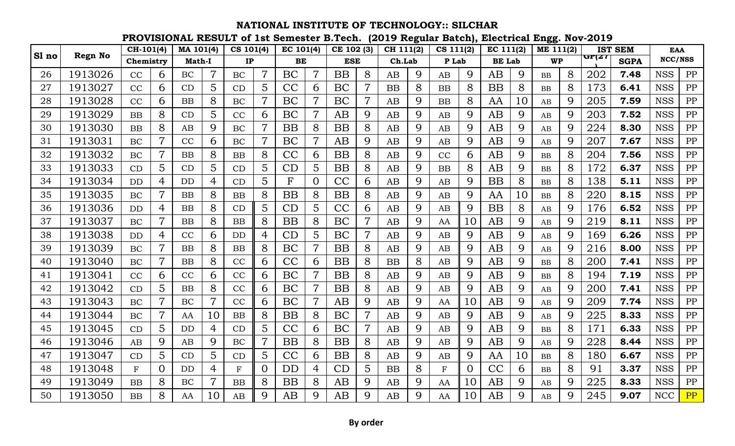# NATIONAL INSTITUTE OF TECHNOLOGY:: SILCHAR

## PROVISIONAL RESULT of 1st Semester B.Tech. (2019 Regular Batch), Electrical Engg. Nov-2019

| Sl no | Regn No | CH-101(4) | | MA 101(4) | | CS 101(4) | | EC 101(4) | | CE 102 (3) | | CH 111(2) | | CS 111(2) | | EC 111(2) | | ME 111(2) | | IST SEM | | EAA | |
|---|---|---|---|---|---|---|---|---|---|---|---|---|---|---|---|---|---|---|---|---|---|---|---|
| | | Chemistry | | Math-I | | IP | | BE | | ESE | | Ch.Lab | | P Lab | | BE Lab | | WP | | GP(27) | SGPA | NCC/NSS | |
| 26 | 1913026 | CC | 6 | BC | 7 | BC | 7 | BC | 7 | BB | 8 | AB | 9 | AB | 9 | AB | 9 | BB | 8 | 202 | **7.48** | NSS | PP |
| 27 | 1913027 | CC | 6 | CD | 5 | CD | 5 | CC | 6 | BC | 7 | BB | 8 | BB | 8 | BB | 8 | BB | 8 | 173 | **6.41** | NSS | PP |
| 28 | 1913028 | CC | 6 | BB | 8 | BC | 7 | BC | 7 | BC | 7 | AB | 9 | BB | 8 | AA | 10 | AB | 9 | 205 | **7.59** | NSS | PP |
| 29 | 1913029 | BB | 8 | CD | 5 | CC | 6 | BC | 7 | AB | 9 | AB | 9 | AB | 9 | AB | 9 | AB | 9 | 203 | **7.52** | NSS | PP |
| 30 | 1913030 | BB | 8 | AB | 9 | BC | 7 | BB | 8 | BB | 8 | AB | 9 | AB | 9 | AB | 9 | AB | 9 | 224 | **8.30** | NSS | PP |
| 31 | 1913031 | BC | 7 | CC | 6 | BC | 7 | BC | 7 | AB | 9 | AB | 9 | AB | 9 | AB | 9 | AB | 9 | 207 | **7.67** | NSS | PP |
| 32 | 1913032 | BC | 7 | BB | 8 | BB | 8 | CC | 6 | BB | 8 | AB | 9 | CC | 6 | AB | 9 | BB | 8 | 204 | **7.56** | NSS | PP |
| 33 | 1913033 | CD | 5 | CD | 5 | CD | 5 | CD | 5 | BB | 8 | AB | 9 | BB | 8 | AB | 9 | BB | 8 | 172 | **6.37** | NSS | PP |
| 34 | 1913034 | DD | 4 | DD | 4 | CD | 5 | F | 0 | CC | 6 | AB | 9 | AB | 9 | BB | 8 | BB | 8 | 138 | **5.11** | NSS | PP |
| 35 | 1913035 | BC | 7 | BB | 8 | BB | 8 | BB | 8 | BB | 8 | AB | 9 | AB | 9 | AA | 10 | BB | 8 | 220 | **8.15** | NSS | PP |
| 36 | 1913036 | DD | 4 | BB | 8 | CD | 5 | CD | 5 | CC | 6 | AB | 9 | AB | 9 | BB | 8 | AB | 9 | 176 | **6.52** | NSS | PP |
| 37 | 1913037 | BC | 7 | BB | 8 | BB | 8 | BB | 8 | BC | 7 | AB | 9 | AA | 10 | AB | 9 | AB | 9 | 219 | **8.11** | NSS | PP |
| 38 | 1913038 | DD | 4 | CC | 6 | DD | 4 | CD | 5 | BC | 7 | AB | 9 | AB | 9 | AB | 9 | AB | 9 | 169 | **6.26** | NSS | PP |
| 39 | 1913039 | BC | 7 | BB | 8 | BB | 8 | BC | 7 | BB | 8 | AB | 9 | AB | 9 | AB | 9 | AB | 9 | 216 | **8.00** | NSS | PP |
| 40 | 1913040 | BC | 7 | BB | 8 | CC | 6 | CC | 6 | BB | 8 | BB | 8 | AB | 9 | AB | 9 | BB | 8 | 200 | **7.41** | NSS | PP |
| 41 | 1913041 | CC | 6 | CC | 6 | CC | 6 | BC | 7 | BB | 8 | AB | 9 | AB | 9 | AB | 9 | BB | 8 | 194 | **7.19** | NSS | PP |
| 42 | 1913042 | CD | 5 | BB | 8 | CC | 6 | BC | 7 | BB | 8 | AB | 9 | AB | 9 | AB | 9 | AB | 9 | 200 | **7.41** | NSS | PP |
| 43 | 1913043 | BC | 7 | BC | 7 | CC | 6 | BC | 7 | AB | 9 | AB | 9 | AA | 10 | AB | 9 | AB | 9 | 209 | **7.74** | NSS | PP |
| 44 | 1913044 | BC | 7 | AA | 10 | BB | 8 | BB | 8 | BC | 7 | AB | 9 | AB | 9 | AB | 9 | AB | 9 | 225 | **8.33** | NSS | PP |
| 45 | 1913045 | CD | 5 | DD | 4 | CD | 5 | CC | 6 | BC | 7 | AB | 9 | AB | 9 | AB | 9 | BB | 8 | 171 | **6.33** | NSS | PP |
| 46 | 1913046 | AB | 9 | AB | 9 | BC | 7 | BB | 8 | BB | 8 | AB | 9 | AB | 9 | AB | 9 | AB | 9 | 228 | **8.44** | NSS | PP |
| 47 | 1913047 | CD | 5 | CD | 5 | CD | 5 | CC | 6 | BB | 8 | AB | 9 | AB | 9 | AA | 10 | BB | 8 | 180 | **6.67** | NSS | PP |
| 48 | 1913048 | F | 0 | DD | 4 | F | 0 | DD | 4 | CD | 5 | BB | 8 | F | 0 | CC | 6 | BB | 8 | 91 | **3.37** | NSS | PP |
| 49 | 1913049 | BB | 8 | BC | 7 | BB | 8 | BB | 8 | AB | 9 | AB | 9 | AA | 10 | AB | 9 | AB | 9 | 225 | **8.33** | NSS | PP |
| 50 | 1913050 | BB | 8 | AA | 10 | AB | 9 | AB | 9 | AB | 9 | AB | 9 | AA | 10 | AB | 9 | AB | 9 | 245 | **9.07** | NCC | PP |

**By order**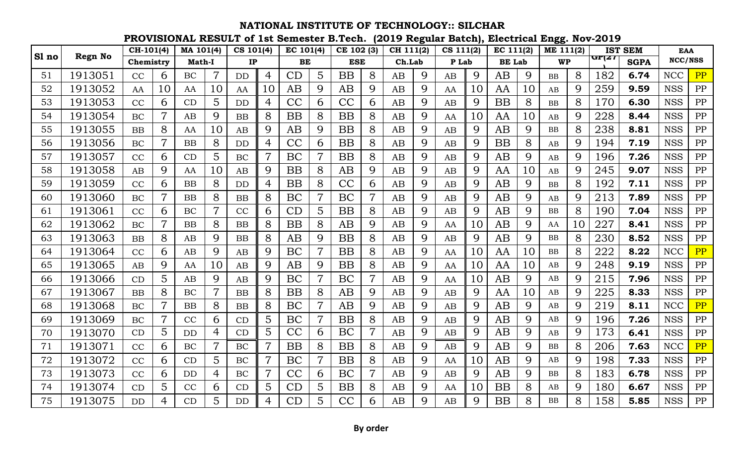# NATIONAL INSTITUTE OF TECHNOLOGY:: SILCHAR

## PROVISIONAL RESULT of 1st Semester B.Tech. (2019 Regular Batch), Electrical Engg. Nov-2019

| Sl no | Regn No | CH-101(4) | | MA 101(4) | | CS 101(4) | | EC 101(4) | | CE 102 (3) | | CH 111(2) | | CS 111(2) | | EC 111(2) | | ME 111(2) | | IST SEM | | EAA | |
|---|---|---|---|---|---|---|---|---|---|---|---|---|---|---|---|---|---|---|---|---|---|---|---|
| | | Chemistry | | Math-I | | IP | | BE | | ESE | | Ch.Lab | | P Lab | | BE Lab | | WP | | GP(27) | SGPA | NCC/NSS | |
| 51 | 1913051 | CC | 6 | BC | 7 | DD | 4 | CD | 5 | BB | 8 | AB | 9 | AB | 9 | AB | 9 | BB | 8 | 182 | 6.74 | NCC | PP |
| 52 | 1913052 | AA | 10 | AA | 10 | AA | 10 | AB | 9 | AB | 9 | AB | 9 | AA | 10 | AA | 10 | AB | 9 | 259 | 9.59 | NSS | PP |
| 53 | 1913053 | CC | 6 | CD | 5 | DD | 4 | CC | 6 | CC | 6 | AB | 9 | AB | 9 | BB | 8 | BB | 8 | 170 | 6.30 | NSS | PP |
| 54 | 1913054 | BC | 7 | AB | 9 | BB | 8 | BB | 8 | BB | 8 | AB | 9 | AA | 10 | AA | 10 | AB | 9 | 228 | 8.44 | NSS | PP |
| 55 | 1913055 | BB | 8 | AA | 10 | AB | 9 | AB | 9 | BB | 8 | AB | 9 | AB | 9 | AB | 9 | BB | 8 | 238 | 8.81 | NSS | PP |
| 56 | 1913056 | BC | 7 | BB | 8 | DD | 4 | CC | 6 | BB | 8 | AB | 9 | AB | 9 | BB | 8 | AB | 9 | 194 | 7.19 | NSS | PP |
| 57 | 1913057 | CC | 6 | CD | 5 | BC | 7 | BC | 7 | BB | 8 | AB | 9 | AB | 9 | AB | 9 | AB | 9 | 196 | 7.26 | NSS | PP |
| 58 | 1913058 | AB | 9 | AA | 10 | AB | 9 | BB | 8 | AB | 9 | AB | 9 | AB | 9 | AA | 10 | AB | 9 | 245 | 9.07 | NSS | PP |
| 59 | 1913059 | CC | 6 | BB | 8 | DD | 4 | BB | 8 | CC | 6 | AB | 9 | AB | 9 | AB | 9 | BB | 8 | 192 | 7.11 | NSS | PP |
| 60 | 1913060 | BC | 7 | BB | 8 | BB | 8 | BC | 7 | BC | 7 | AB | 9 | AB | 9 | AB | 9 | AB | 9 | 213 | 7.89 | NSS | PP |
| 61 | 1913061 | CC | 6 | BC | 7 | CC | 6 | CD | 5 | BB | 8 | AB | 9 | AB | 9 | AB | 9 | BB | 8 | 190 | 7.04 | NSS | PP |
| 62 | 1913062 | BC | 7 | BB | 8 | BB | 8 | BB | 8 | AB | 9 | AB | 9 | AA | 10 | AB | 9 | AA | 10 | 227 | 8.41 | NSS | PP |
| 63 | 1913063 | BB | 8 | AB | 9 | BB | 8 | AB | 9 | BB | 8 | AB | 9 | AB | 9 | AB | 9 | BB | 8 | 230 | 8.52 | NSS | PP |
| 64 | 1913064 | CC | 6 | AB | 9 | AB | 9 | BC | 7 | BB | 8 | AB | 9 | AA | 10 | AA | 10 | BB | 8 | 222 | 8.22 | NCC | PP |
| 65 | 1913065 | AB | 9 | AA | 10 | AB | 9 | AB | 9 | BB | 8 | AB | 9 | AA | 10 | AA | 10 | AB | 9 | 248 | 9.19 | NSS | PP |
| 66 | 1913066 | CD | 5 | AB | 9 | AB | 9 | BC | 7 | BC | 7 | AB | 9 | AA | 10 | AB | 9 | AB | 9 | 215 | 7.96 | NSS | PP |
| 67 | 1913067 | BB | 8 | BC | 7 | BB | 8 | BB | 8 | AB | 9 | AB | 9 | AB | 9 | AA | 10 | AB | 9 | 225 | 8.33 | NSS | PP |
| 68 | 1913068 | BC | 7 | BB | 8 | BB | 8 | BC | 7 | AB | 9 | AB | 9 | AB | 9 | AB | 9 | AB | 9 | 219 | 8.11 | NCC | PP |
| 69 | 1913069 | BC | 7 | CC | 6 | CD | 5 | BC | 7 | BB | 8 | AB | 9 | AB | 9 | AB | 9 | AB | 9 | 196 | 7.26 | NSS | PP |
| 70 | 1913070 | CD | 5 | DD | 4 | CD | 5 | CC | 6 | BC | 7 | AB | 9 | AB | 9 | AB | 9 | AB | 9 | 173 | 6.41 | NSS | PP |
| 71 | 1913071 | CC | 6 | BC | 7 | BC | 7 | BB | 8 | BB | 8 | AB | 9 | AB | 9 | AB | 9 | BB | 8 | 206 | 7.63 | NCC | PP |
| 72 | 1913072 | CC | 6 | CD | 5 | BC | 7 | BC | 7 | BB | 8 | AB | 9 | AA | 10 | AB | 9 | AB | 9 | 198 | 7.33 | NSS | PP |
| 73 | 1913073 | CC | 6 | DD | 4 | BC | 7 | CC | 6 | BC | 7 | AB | 9 | AB | 9 | AB | 9 | BB | 8 | 183 | 6.78 | NSS | PP |
| 74 | 1913074 | CD | 5 | CC | 6 | CD | 5 | CD | 5 | BB | 8 | AB | 9 | AA | 10 | BB | 8 | AB | 9 | 180 | 6.67 | NSS | PP |
| 75 | 1913075 | DD | 4 | CD | 5 | DD | 4 | CD | 5 | CC | 6 | AB | 9 | AB | 9 | BB | 8 | BB | 8 | 158 | 5.85 | NSS | PP |

**By order**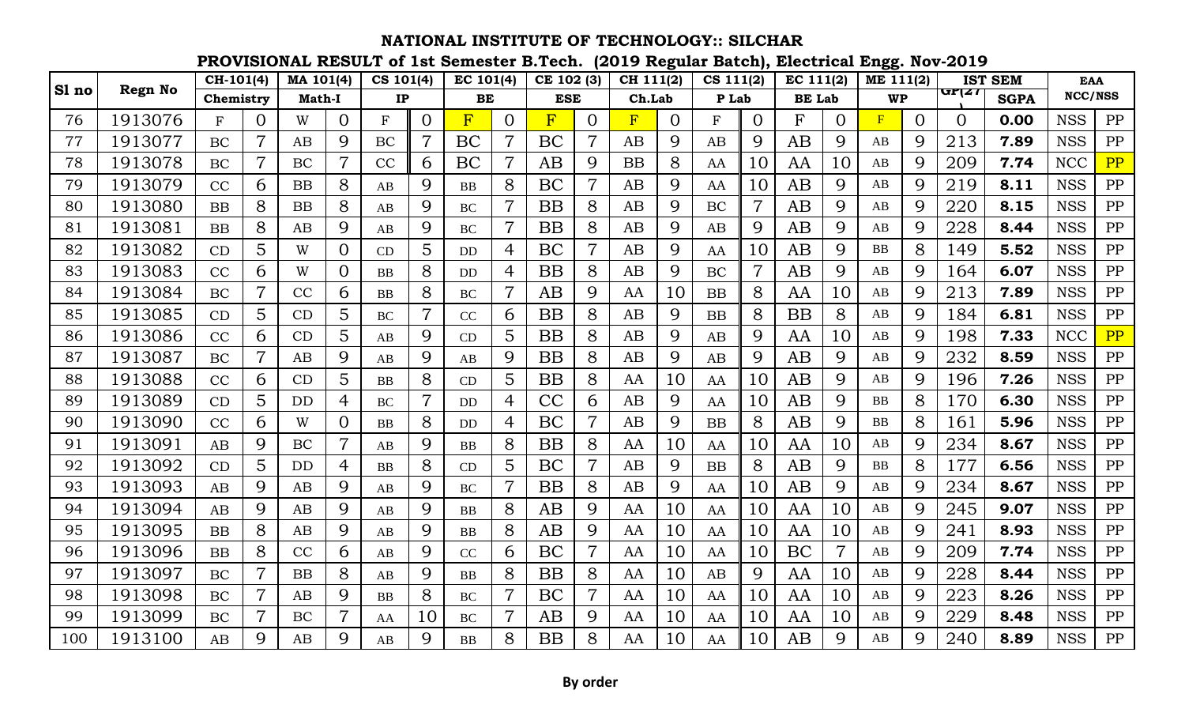# NATIONAL INSTITUTE OF TECHNOLOGY:: SILCHAR

## PROVISIONAL RESULT of 1st Semester B.Tech. (2019 Regular Batch), Electrical Engg. Nov-2019

| Sl no | Regn No | CH-101(4) | | MA 101(4) | | CS 101(4) | | EC 101(4) | | CE 102 (3) | | CH 111(2) | | CS 111(2) | | EC 111(2) | | ME 111(2) | | IST SEM | | EAA | |
|---|---|---|---|---|---|---|---|---|---|---|---|---|---|---|---|---|---|---|---|---|---|---|---|
| | | Chemistry | | Math-I | | IP | | BE | | ESE | | Ch.Lab | | P Lab | | BE Lab | | WP | | GP(27) | SGPA | NCC/NSS | |
| 76 | 1913076 | F | 0 | W | 0 | F | 0 | F | 0 | F | 0 | F | 0 | F | 0 | F | 0 | F | 0 | 0 | 0.00 | NSS | PP |
| 77 | 1913077 | BC | 7 | AB | 9 | BC | 7 | BC | 7 | BC | 7 | AB | 9 | AB | 9 | AB | 9 | AB | 9 | 213 | 7.89 | NSS | PP |
| 78 | 1913078 | BC | 7 | BC | 7 | CC | 6 | BC | 7 | AB | 9 | BB | 8 | AA | 10 | AA | 10 | AB | 9 | 209 | 7.74 | NCC | PP |
| 79 | 1913079 | CC | 6 | BB | 8 | AB | 9 | BB | 8 | BC | 7 | AB | 9 | AA | 10 | AB | 9 | AB | 9 | 219 | 8.11 | NSS | PP |
| 80 | 1913080 | BB | 8 | BB | 8 | AB | 9 | BC | 7 | BB | 8 | AB | 9 | BC | 7 | AB | 9 | AB | 9 | 220 | 8.15 | NSS | PP |
| 81 | 1913081 | BB | 8 | AB | 9 | AB | 9 | BC | 7 | BB | 8 | AB | 9 | AB | 9 | AB | 9 | AB | 9 | 228 | 8.44 | NSS | PP |
| 82 | 1913082 | CD | 5 | W | 0 | CD | 5 | DD | 4 | BC | 7 | AB | 9 | AA | 10 | AB | 9 | BB | 8 | 149 | 5.52 | NSS | PP |
| 83 | 1913083 | CC | 6 | W | 0 | BB | 8 | DD | 4 | BB | 8 | AB | 9 | BC | 7 | AB | 9 | AB | 9 | 164 | 6.07 | NSS | PP |
| 84 | 1913084 | BC | 7 | CC | 6 | BB | 8 | BC | 7 | AB | 9 | AA | 10 | BB | 8 | AA | 10 | AB | 9 | 213 | 7.89 | NSS | PP |
| 85 | 1913085 | CD | 5 | CD | 5 | BC | 7 | CC | 6 | BB | 8 | AB | 9 | BB | 8 | BB | 8 | AB | 9 | 184 | 6.81 | NSS | PP |
| 86 | 1913086 | CC | 6 | CD | 5 | AB | 9 | CD | 5 | BB | 8 | AB | 9 | AB | 9 | AA | 10 | AB | 9 | 198 | 7.33 | NCC | PP |
| 87 | 1913087 | BC | 7 | AB | 9 | AB | 9 | AB | 9 | BB | 8 | AB | 9 | AB | 9 | AB | 9 | AB | 9 | 232 | 8.59 | NSS | PP |
| 88 | 1913088 | CC | 6 | CD | 5 | BB | 8 | CD | 5 | BB | 8 | AA | 10 | AA | 10 | AB | 9 | AB | 9 | 196 | 7.26 | NSS | PP |
| 89 | 1913089 | CD | 5 | DD | 4 | BC | 7 | DD | 4 | CC | 6 | AB | 9 | AA | 10 | AB | 9 | BB | 8 | 170 | 6.30 | NSS | PP |
| 90 | 1913090 | CC | 6 | W | 0 | BB | 8 | DD | 4 | BC | 7 | AB | 9 | BB | 8 | AB | 9 | BB | 8 | 161 | 5.96 | NSS | PP |
| 91 | 1913091 | AB | 9 | BC | 7 | AB | 9 | BB | 8 | BB | 8 | AA | 10 | AA | 10 | AA | 10 | AB | 9 | 234 | 8.67 | NSS | PP |
| 92 | 1913092 | CD | 5 | DD | 4 | BB | 8 | CD | 5 | BC | 7 | AB | 9 | BB | 8 | AB | 9 | BB | 8 | 177 | 6.56 | NSS | PP |
| 93 | 1913093 | AB | 9 | AB | 9 | AB | 9 | BC | 7 | BB | 8 | AB | 9 | AA | 10 | AB | 9 | AB | 9 | 234 | 8.67 | NSS | PP |
| 94 | 1913094 | AB | 9 | AB | 9 | AB | 9 | BB | 8 | AB | 9 | AA | 10 | AA | 10 | AA | 10 | AB | 9 | 245 | 9.07 | NSS | PP |
| 95 | 1913095 | BB | 8 | AB | 9 | AB | 9 | BB | 8 | AB | 9 | AA | 10 | AA | 10 | AA | 10 | AB | 9 | 241 | 8.93 | NSS | PP |
| 96 | 1913096 | BB | 8 | CC | 6 | AB | 9 | CC | 6 | BC | 7 | AA | 10 | AA | 10 | BC | 7 | AB | 9 | 209 | 7.74 | NSS | PP |
| 97 | 1913097 | BC | 7 | BB | 8 | AB | 9 | BB | 8 | BB | 8 | AA | 10 | AB | 9 | AA | 10 | AB | 9 | 228 | 8.44 | NSS | PP |
| 98 | 1913098 | BC | 7 | AB | 9 | BB | 8 | BC | 7 | BC | 7 | AA | 10 | AA | 10 | AA | 10 | AB | 9 | 223 | 8.26 | NSS | PP |
| 99 | 1913099 | BC | 7 | BC | 7 | AA | 10 | BC | 7 | AB | 9 | AA | 10 | AA | 10 | AA | 10 | AB | 9 | 229 | 8.48 | NSS | PP |
| 100 | 1913100 | AB | 9 | AB | 9 | AB | 9 | BB | 8 | BB | 8 | AA | 10 | AA | 10 | AB | 9 | AB | 9 | 240 | 8.89 | NSS | PP |

**By order**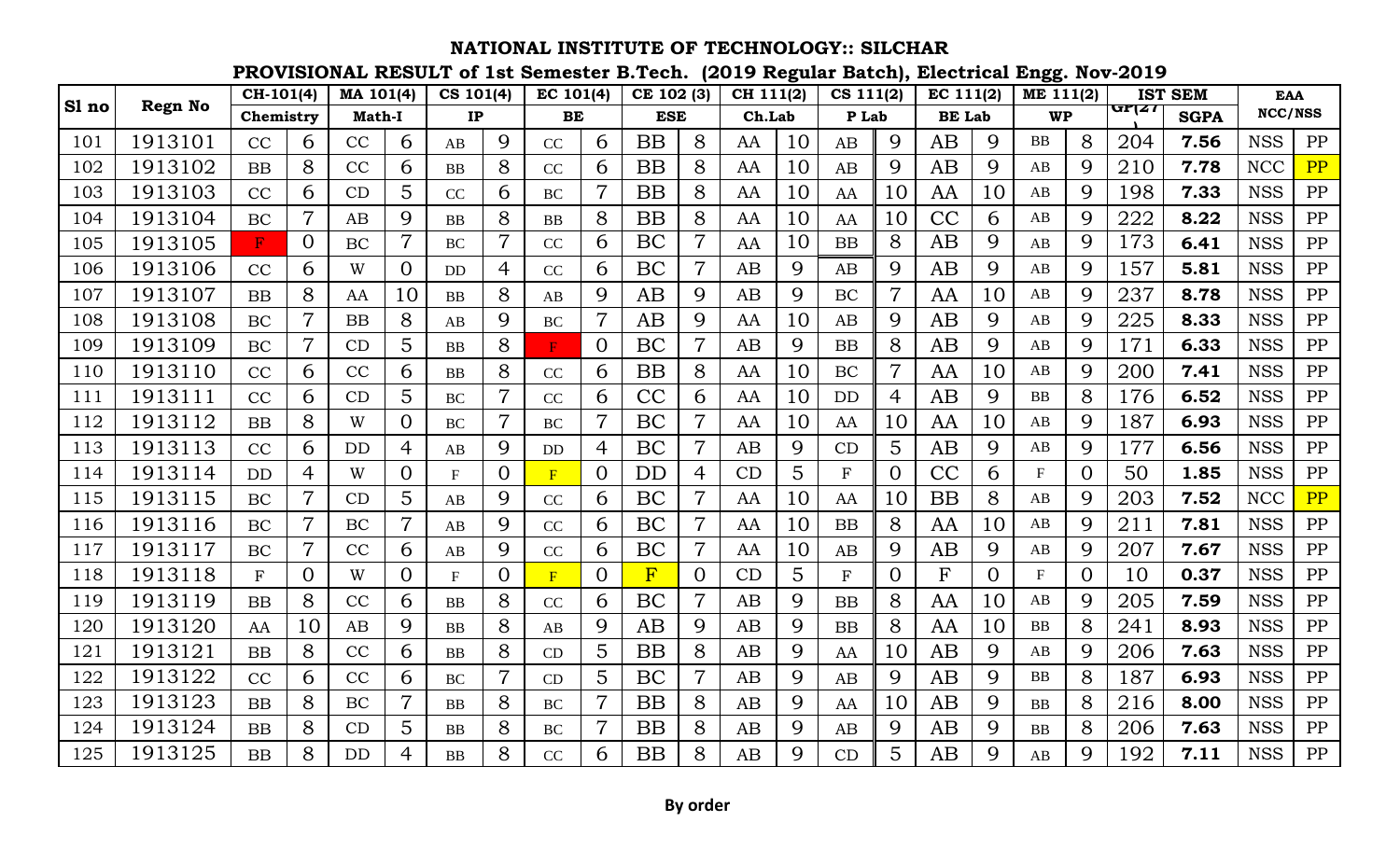# NATIONAL INSTITUTE OF TECHNOLOGY:: SILCHAR

## PROVISIONAL RESULT of 1st Semester B.Tech. (2019 Regular Batch), Electrical Engg. Nov-2019

| Sl no | Regn No | CH-101(4) | | MA 101(4) | | CS 101(4) | | EC 101(4) | | CE 102 (3) | | CH 111(2) | | CS 111(2) | | EC 111(2) | | ME 111(2) | | IST SEM | | EAA | |
|---|---|---|---|---|---|---|---|---|---|---|---|---|---|---|---|---|---|---|---|---|---|---|---|
| | | Chemistry | | Math-I | | IP | | BE | | ESE | | Ch.Lab | | P Lab | | BE Lab | | WP | | GP(27) | SGPA | NCC/NSS | |
| 101 | 1913101 | CC | 6 | CC | 6 | AB | 9 | CC | 6 | BB | 8 | AA | 10 | AB | 9 | AB | 9 | BB | 8 | 204 | 7.56 | NSS | PP |
| 102 | 1913102 | BB | 8 | CC | 6 | BB | 8 | CC | 6 | BB | 8 | AA | 10 | AB | 9 | AB | 9 | AB | 9 | 210 | 7.78 | NCC | PP |
| 103 | 1913103 | CC | 6 | CD | 5 | CC | 6 | BC | 7 | BB | 8 | AA | 10 | AA | 10 | AA | 10 | AB | 9 | 198 | 7.33 | NSS | PP |
| 104 | 1913104 | BC | 7 | AB | 9 | BB | 8 | BB | 8 | BB | 8 | AA | 10 | AA | 10 | CC | 6 | AB | 9 | 222 | 8.22 | NSS | PP |
| 105 | 1913105 | F | 0 | BC | 7 | BC | 7 | CC | 6 | BC | 7 | AA | 10 | BB | 8 | AB | 9 | AB | 9 | 173 | 6.41 | NSS | PP |
| 106 | 1913106 | CC | 6 | W | 0 | DD | 4 | CC | 6 | BC | 7 | AB | 9 | AB | 9 | AB | 9 | AB | 9 | 157 | 5.81 | NSS | PP |
| 107 | 1913107 | BB | 8 | AA | 10 | BB | 8 | AB | 9 | AB | 9 | AB | 9 | BC | 7 | AA | 10 | AB | 9 | 237 | 8.78 | NSS | PP |
| 108 | 1913108 | BC | 7 | BB | 8 | AB | 9 | BC | 7 | AB | 9 | AA | 10 | AB | 9 | AB | 9 | AB | 9 | 225 | 8.33 | NSS | PP |
| 109 | 1913109 | BC | 7 | CD | 5 | BB | 8 | F | 0 | BC | 7 | AB | 9 | BB | 8 | AB | 9 | AB | 9 | 171 | 6.33 | NSS | PP |
| 110 | 1913110 | CC | 6 | CC | 6 | BB | 8 | CC | 6 | BB | 8 | AA | 10 | BC | 7 | AA | 10 | AB | 9 | 200 | 7.41 | NSS | PP |
| 111 | 1913111 | CC | 6 | CD | 5 | BC | 7 | CC | 6 | CC | 6 | AA | 10 | DD | 4 | AB | 9 | BB | 8 | 176 | 6.52 | NSS | PP |
| 112 | 1913112 | BB | 8 | W | 0 | BC | 7 | BC | 7 | BC | 7 | AA | 10 | AA | 10 | AA | 10 | AB | 9 | 187 | 6.93 | NSS | PP |
| 113 | 1913113 | CC | 6 | DD | 4 | AB | 9 | DD | 4 | BC | 7 | AB | 9 | CD | 5 | AB | 9 | AB | 9 | 177 | 6.56 | NSS | PP |
| 114 | 1913114 | DD | 4 | W | 0 | F | 0 | F | 0 | DD | 4 | CD | 5 | F | 0 | CC | 6 | F | 0 | 50 | 1.85 | NSS | PP |
| 115 | 1913115 | BC | 7 | CD | 5 | AB | 9 | CC | 6 | BC | 7 | AA | 10 | AA | 10 | BB | 8 | AB | 9 | 203 | 7.52 | NCC | PP |
| 116 | 1913116 | BC | 7 | BC | 7 | AB | 9 | CC | 6 | BC | 7 | AA | 10 | BB | 8 | AA | 10 | AB | 9 | 211 | 7.81 | NSS | PP |
| 117 | 1913117 | BC | 7 | CC | 6 | AB | 9 | CC | 6 | BC | 7 | AA | 10 | AB | 9 | AB | 9 | AB | 9 | 207 | 7.67 | NSS | PP |
| 118 | 1913118 | F | 0 | W | 0 | F | 0 | F | 0 | F | 0 | CD | 5 | F | 0 | F | 0 | F | 0 | 10 | 0.37 | NSS | PP |
| 119 | 1913119 | BB | 8 | CC | 6 | BB | 8 | CC | 6 | BC | 7 | AB | 9 | BB | 8 | AA | 10 | AB | 9 | 205 | 7.59 | NSS | PP |
| 120 | 1913120 | AA | 10 | AB | 9 | BB | 8 | AB | 9 | AB | 9 | AB | 9 | BB | 8 | AA | 10 | BB | 8 | 241 | 8.93 | NSS | PP |
| 121 | 1913121 | BB | 8 | CC | 6 | BB | 8 | CD | 5 | BB | 8 | AB | 9 | AA | 10 | AB | 9 | AB | 9 | 206 | 7.63 | NSS | PP |
| 122 | 1913122 | CC | 6 | CC | 6 | BC | 7 | CD | 5 | BC | 7 | AB | 9 | AB | 9 | AB | 9 | BB | 8 | 187 | 6.93 | NSS | PP |
| 123 | 1913123 | BB | 8 | BC | 7 | BB | 8 | BC | 7 | BB | 8 | AB | 9 | AA | 10 | AB | 9 | BB | 8 | 216 | 8.00 | NSS | PP |
| 124 | 1913124 | BB | 8 | CD | 5 | BB | 8 | BC | 7 | BB | 8 | AB | 9 | AB | 9 | AB | 9 | BB | 8 | 206 | 7.63 | NSS | PP |
| 125 | 1913125 | BB | 8 | DD | 4 | BB | 8 | CC | 6 | BB | 8 | AB | 9 | CD | 5 | AB | 9 | AB | 9 | 192 | 7.11 | NSS | PP |

**By order**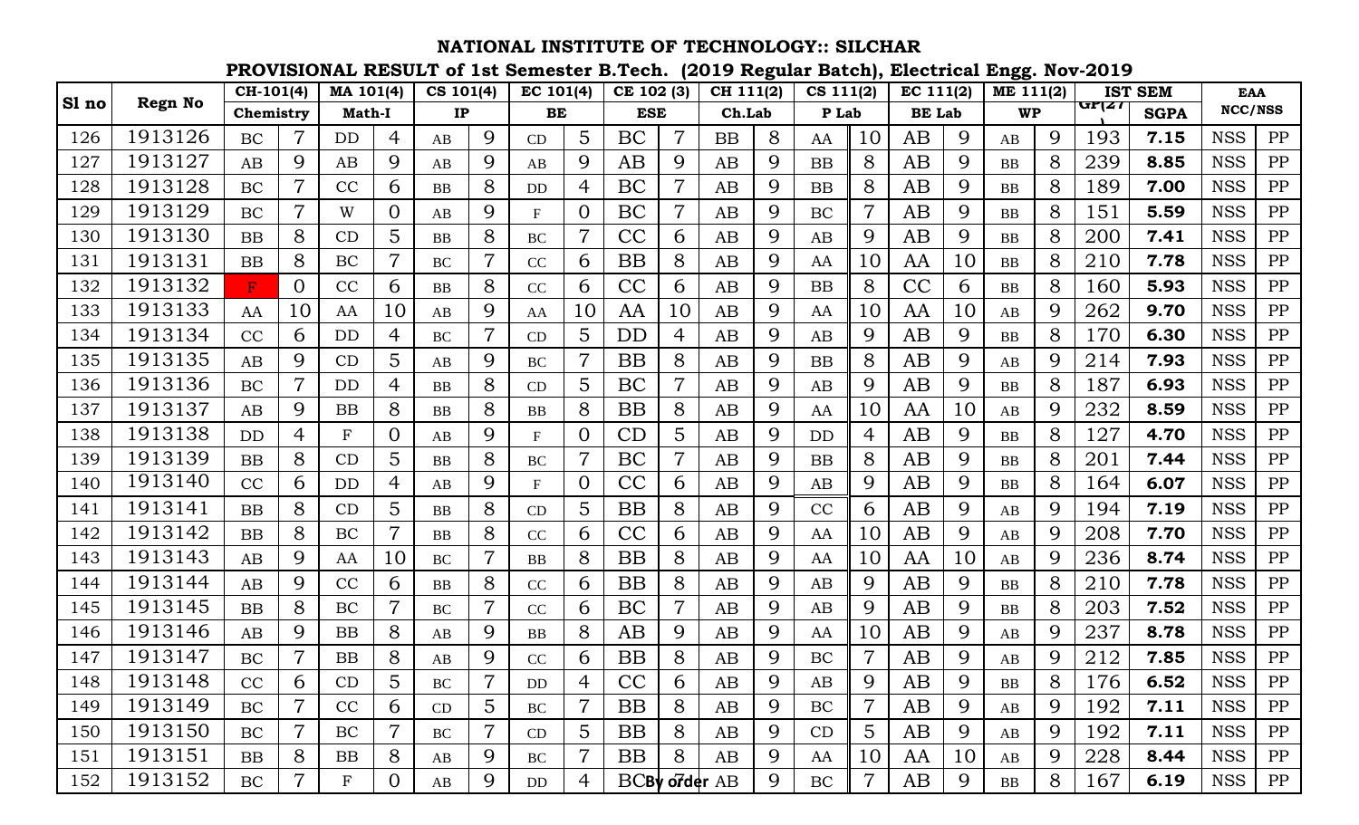# NATIONAL INSTITUTE OF TECHNOLOGY:: SILCHAR

## PROVISIONAL RESULT of 1st Semester B.Tech. (2019 Regular Batch), Electrical Engg. Nov-2019

| Sl no | Regn No | CH-101(4) | | MA 101(4) | | CS 101(4) | | EC 101(4) | | CE 102 (3) | | CH 111(2) | | CS 111(2) | | EC 111(2) | | ME 111(2) | | IST SEM | | EAA | |
|---|---|---|---|---|---|---|---|---|---|---|---|---|---|---|---|---|---|---|---|---|---|---|---|
| | | Chemistry | | Math-I | | IP | | BE | | ESE | | Ch.Lab | | P Lab | | BE Lab | | WP | | GP(27) | SGPA | NCC/NSS | |
| 126 | 1913126 | BC | 7 | DD | 4 | AB | 9 | CD | 5 | BC | 7 | BB | 8 | AA | 10 | AB | 9 | AB | 9 | 193 | **7.15** | NSS | PP |
| 127 | 1913127 | AB | 9 | AB | 9 | AB | 9 | AB | 9 | AB | 9 | AB | 9 | BB | 8 | AB | 9 | BB | 8 | 239 | **8.85** | NSS | PP |
| 128 | 1913128 | BC | 7 | CC | 6 | BB | 8 | DD | 4 | BC | 7 | AB | 9 | BB | 8 | AB | 9 | BB | 8 | 189 | **7.00** | NSS | PP |
| 129 | 1913129 | BC | 7 | W | 0 | AB | 9 | F | 0 | BC | 7 | AB | 9 | BC | 7 | AB | 9 | BB | 8 | 151 | **5.59** | NSS | PP |
| 130 | 1913130 | BB | 8 | CD | 5 | BB | 8 | BC | 7 | CC | 6 | AB | 9 | AB | 9 | AB | 9 | BB | 8 | 200 | **7.41** | NSS | PP |
| 131 | 1913131 | BB | 8 | BC | 7 | BC | 7 | CC | 6 | BB | 8 | AB | 9 | AA | 10 | AA | 10 | BB | 8 | 210 | **7.78** | NSS | PP |
| 132 | 1913132 | F | 0 | CC | 6 | BB | 8 | CC | 6 | CC | 6 | AB | 9 | BB | 8 | CC | 6 | BB | 8 | 160 | **5.93** | NSS | PP |
| 133 | 1913133 | AA | 10 | AA | 10 | AB | 9 | AA | 10 | AA | 10 | AB | 9 | AA | 10 | AA | 10 | AB | 9 | 262 | **9.70** | NSS | PP |
| 134 | 1913134 | CC | 6 | DD | 4 | BC | 7 | CD | 5 | DD | 4 | AB | 9 | AB | 9 | AB | 9 | BB | 8 | 170 | **6.30** | NSS | PP |
| 135 | 1913135 | AB | 9 | CD | 5 | AB | 9 | BC | 7 | BB | 8 | AB | 9 | BB | 8 | AB | 9 | AB | 9 | 214 | **7.93** | NSS | PP |
| 136 | 1913136 | BC | 7 | DD | 4 | BB | 8 | CD | 5 | BC | 7 | AB | 9 | AB | 9 | AB | 9 | BB | 8 | 187 | **6.93** | NSS | PP |
| 137 | 1913137 | AB | 9 | BB | 8 | BB | 8 | BB | 8 | BB | 8 | AB | 9 | AA | 10 | AA | 10 | AB | 9 | 232 | **8.59** | NSS | PP |
| 138 | 1913138 | DD | 4 | F | 0 | AB | 9 | F | 0 | CD | 5 | AB | 9 | DD | 4 | AB | 9 | BB | 8 | 127 | **4.70** | NSS | PP |
| 139 | 1913139 | BB | 8 | CD | 5 | BB | 8 | BC | 7 | BC | 7 | AB | 9 | BB | 8 | AB | 9 | BB | 8 | 201 | **7.44** | NSS | PP |
| 140 | 1913140 | CC | 6 | DD | 4 | AB | 9 | F | 0 | CC | 6 | AB | 9 | AB | 9 | AB | 9 | BB | 8 | 164 | **6.07** | NSS | PP |
| 141 | 1913141 | BB | 8 | CD | 5 | BB | 8 | CD | 5 | BB | 8 | AB | 9 | CC | 6 | AB | 9 | AB | 9 | 194 | **7.19** | NSS | PP |
| 142 | 1913142 | BB | 8 | BC | 7 | BB | 8 | CC | 6 | CC | 6 | AB | 9 | AA | 10 | AB | 9 | AB | 9 | 208 | **7.70** | NSS | PP |
| 143 | 1913143 | AB | 9 | AA | 10 | BC | 7 | BB | 8 | BB | 8 | AB | 9 | AA | 10 | AA | 10 | AB | 9 | 236 | **8.74** | NSS | PP |
| 144 | 1913144 | AB | 9 | CC | 6 | BB | 8 | CC | 6 | BB | 8 | AB | 9 | AB | 9 | AB | 9 | BB | 8 | 210 | **7.78** | NSS | PP |
| 145 | 1913145 | BB | 8 | BC | 7 | BC | 7 | CC | 6 | BC | 7 | AB | 9 | AB | 9 | AB | 9 | BB | 8 | 203 | **7.52** | NSS | PP |
| 146 | 1913146 | AB | 9 | BB | 8 | AB | 9 | BB | 8 | AB | 9 | AB | 9 | AA | 10 | AB | 9 | AB | 9 | 237 | **8.78** | NSS | PP |
| 147 | 1913147 | BC | 7 | BB | 8 | AB | 9 | CC | 6 | BB | 8 | AB | 9 | BC | 7 | AB | 9 | AB | 9 | 212 | **7.85** | NSS | PP |
| 148 | 1913148 | CC | 6 | CD | 5 | BC | 7 | DD | 4 | CC | 6 | AB | 9 | AB | 9 | AB | 9 | BB | 8 | 176 | **6.52** | NSS | PP |
| 149 | 1913149 | BC | 7 | CC | 6 | CD | 5 | BC | 7 | BB | 8 | AB | 9 | BC | 7 | AB | 9 | AB | 9 | 192 | **7.11** | NSS | PP |
| 150 | 1913150 | BC | 7 | BC | 7 | BC | 7 | CD | 5 | BB | 8 | AB | 9 | CD | 5 | AB | 9 | AB | 9 | 192 | **7.11** | NSS | PP |
| 151 | 1913151 | BB | 8 | BB | 8 | AB | 9 | BC | 7 | BB | 8 | AB | 9 | AA | 10 | AA | 10 | AB | 9 | 228 | **8.44** | NSS | PP |
| 152 | 1913152 | BC | 7 | F | 0 | AB | 9 | DD | 4 | BC | 7 | AB | 9 | BC | 7 | AB | 9 | BB | 8 | 167 | **6.19** | NSS | PP |

**By order**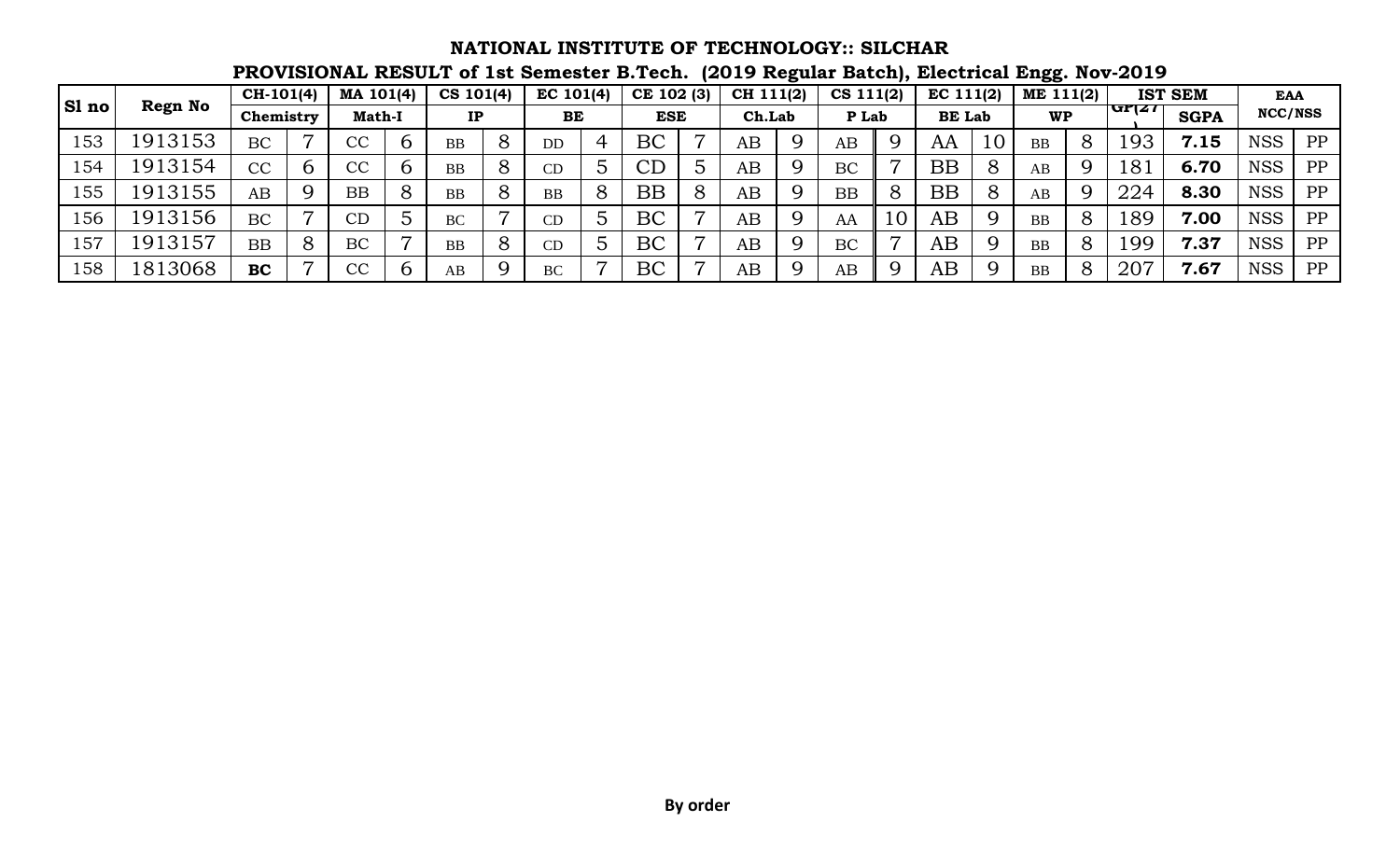**NATIONAL INSTITUTE OF TECHNOLOGY:: SILCHAR**

**PROVISIONAL RESULT of 1st Semester B.Tech. (2019 Regular Batch), Electrical Engg. Nov-2019**

| Sl no | Regn No | CH-101(4) | | MA 101(4) | | CS 101(4) | | EC 101(4) | | CE 102 (3) | | CH 111(2) | | CS 111(2) | | EC 111(2) | | ME 111(2) | | IST SEM | | EAA | |
|---|---|---|---|---|---|---|---|---|---|---|---|---|---|---|---|---|---|---|---|---|---|---|---|
| | | Chemistry | | Math-I | | IP | | BE | | ESE | | Ch.Lab | | P Lab | | BE Lab | | WP | | GP(27) | SGPA | NCC/NSS | |
| 153 | 1913153 | BC | 7 | CC | 6 | BB | 8 | DD | 4 | BC | 7 | AB | 9 | AB | 9 | AA | 10 | BB | 8 | 193 | **7.15** | NSS | PP |
| 154 | 1913154 | CC | 6 | CC | 6 | BB | 8 | CD | 5 | CD | 5 | AB | 9 | BC | 7 | BB | 8 | AB | 9 | 181 | **6.70** | NSS | PP |
| 155 | 1913155 | AB | 9 | BB | 8 | BB | 8 | BB | 8 | BB | 8 | AB | 9 | BB | 8 | BB | 8 | AB | 9 | 224 | **8.30** | NSS | PP |
| 156 | 1913156 | BC | 7 | CD | 5 | BC | 7 | CD | 5 | BC | 7 | AB | 9 | AA | 10 | AB | 9 | BB | 8 | 189 | **7.00** | NSS | PP |
| 157 | 1913157 | BB | 8 | BC | 7 | BB | 8 | CD | 5 | BC | 7 | AB | 9 | BC | 7 | AB | 9 | BB | 8 | 199 | **7.37** | NSS | PP |
| 158 | 1813068 | **BC** | 7 | CC | 6 | AB | 9 | BC | 7 | BC | 7 | AB | 9 | AB | 9 | AB | 9 | BB | 8 | 207 | **7.67** | NSS | PP |

**By order**